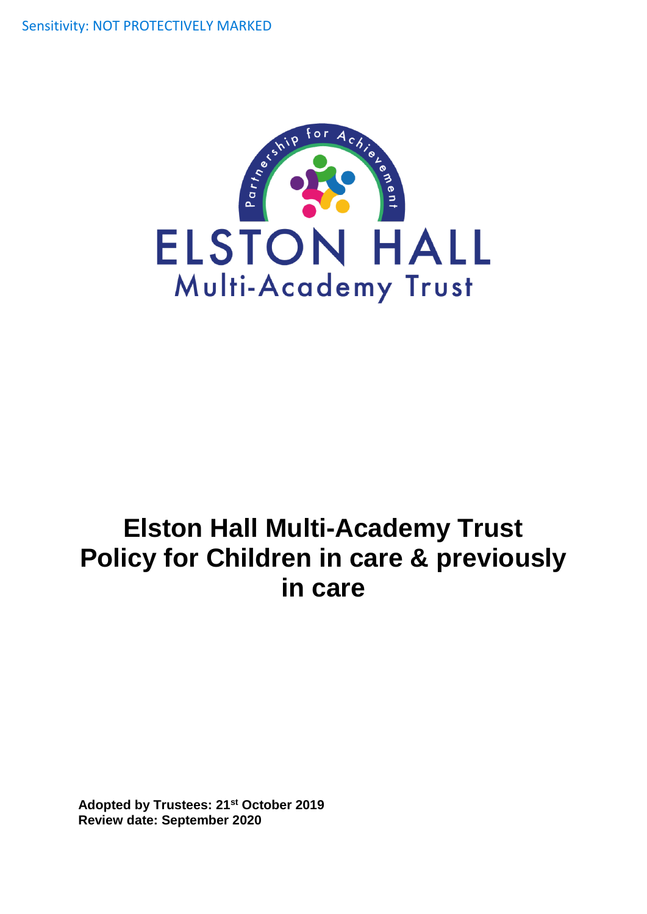Sensitivity: NOT PROTECTIVELY MARKED

# Elston Hall Multi-Academy Trust Policy for Children in care & previously in care

**Adopted by Trustees: 21st October 2019**
**Review date: September 2020**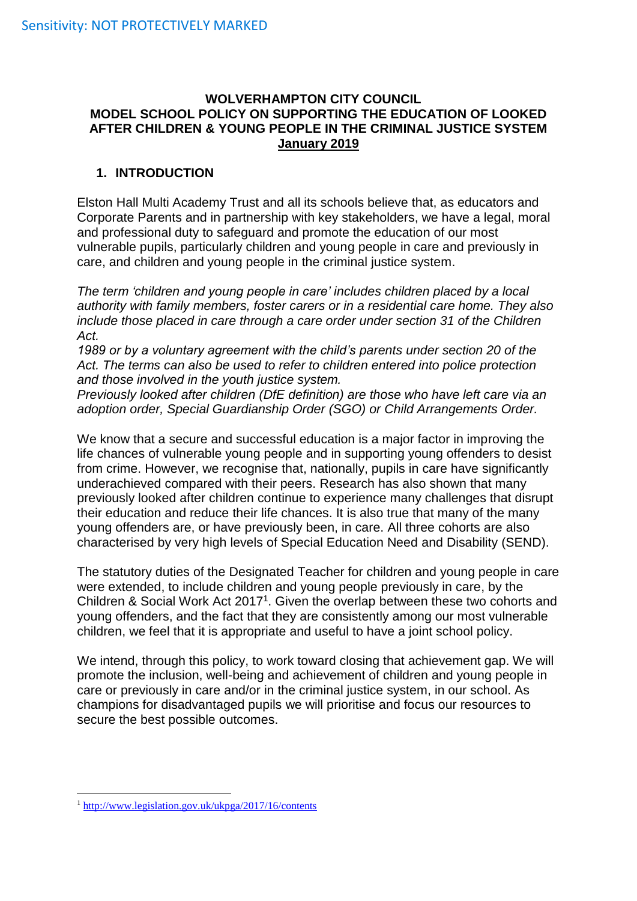**WOLVERHAMPTON CITY COUNCIL**
**MODEL SCHOOL POLICY ON SUPPORTING THE EDUCATION OF LOOKED AFTER CHILDREN & YOUNG PEOPLE IN THE CRIMINAL JUSTICE SYSTEM**
**January 2019**

## 1. INTRODUCTION

Elston Hall Multi Academy Trust and all its schools believe that, as educators and Corporate Parents and in partnership with key stakeholders, we have a legal, moral and professional duty to safeguard and promote the education of our most vulnerable pupils, particularly children and young people in care and previously in care, and children and young people in the criminal justice system.

*The term 'children and young people in care' includes children placed by a local authority with family members, foster carers or in a residential care home. They also include those placed in care through a care order under section 31 of the Children Act.*
*1989 or by a voluntary agreement with the child's parents under section 20 of the Act. The terms can also be used to refer to children entered into police protection and those involved in the youth justice system.*
*Previously looked after children (DfE definition) are those who have left care via an adoption order, Special Guardianship Order (SGO) or Child Arrangements Order.*

We know that a secure and successful education is a major factor in improving the life chances of vulnerable young people and in supporting young offenders to desist from crime. However, we recognise that, nationally, pupils in care have significantly underachieved compared with their peers. Research has also shown that many previously looked after children continue to experience many challenges that disrupt their education and reduce their life chances. It is also true that many of the many young offenders are, or have previously been, in care. All three cohorts are also characterised by very high levels of Special Education Need and Disability (SEND).

The statutory duties of the Designated Teacher for children and young people in care were extended, to include children and young people previously in care, by the Children & Social Work Act 2017[1]. Given the overlap between these two cohorts and young offenders, and the fact that they are consistently among our most vulnerable children, we feel that it is appropriate and useful to have a joint school policy.

We intend, through this policy, to work toward closing that achievement gap. We will promote the inclusion, well-being and achievement of children and young people in care or previously in care and/or in the criminal justice system, in our school. As champions for disadvantaged pupils we will prioritise and focus our resources to secure the best possible outcomes.

---

[1] http://www.legislation.gov.uk/ukpga/2017/16/contents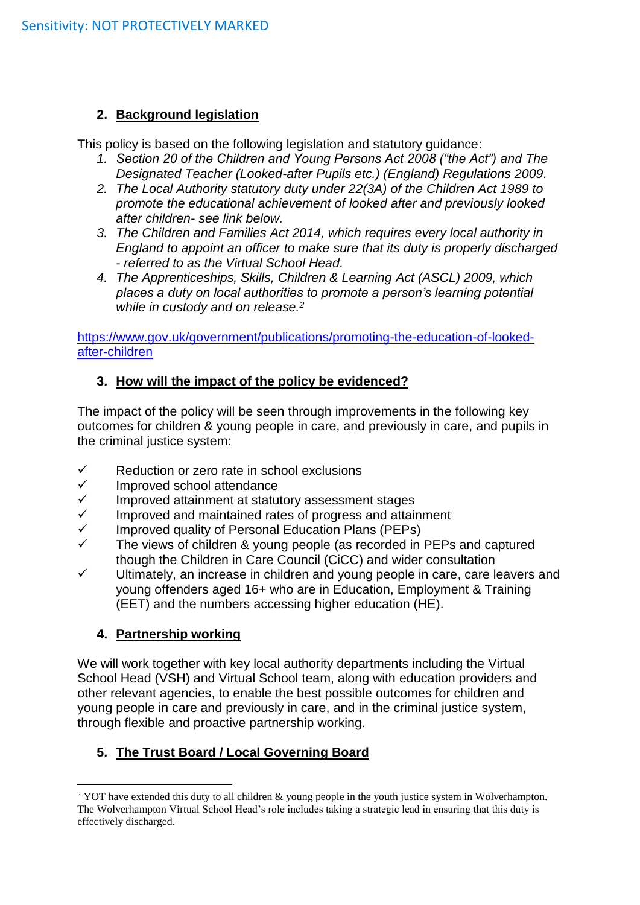## 2. Background legislation

This policy is based on the following legislation and statutory guidance:

1. *Section 20 of the Children and Young Persons Act 2008 ("the Act") and The Designated Teacher (Looked-after Pupils etc.) (England) Regulations 2009.*
2. *The Local Authority statutory duty under 22(3A) of the Children Act 1989 to promote the educational achievement of looked after and previously looked after children- see link below.*
3. *The Children and Families Act 2014, which requires every local authority in England to appoint an officer to make sure that its duty is properly discharged - referred to as the Virtual School Head.*
4. *The Apprenticeships, Skills, Children & Learning Act (ASCL) 2009, which places a duty on local authorities to promote a person's learning potential while in custody and on release.*[2]

https://www.gov.uk/government/publications/promoting-the-education-of-looked-after-children

## 3. How will the impact of the policy be evidenced?

The impact of the policy will be seen through improvements in the following key outcomes for children & young people in care, and previously in care, and pupils in the criminal justice system:

- ✓ Reduction or zero rate in school exclusions
- ✓ Improved school attendance
- ✓ Improved attainment at statutory assessment stages
- ✓ Improved and maintained rates of progress and attainment
- ✓ Improved quality of Personal Education Plans (PEPs)
- ✓ The views of children & young people (as recorded in PEPs and captured though the Children in Care Council (CiCC) and wider consultation
- ✓ Ultimately, an increase in children and young people in care, care leavers and young offenders aged 16+ who are in Education, Employment & Training (EET) and the numbers accessing higher education (HE).

## 4. Partnership working

We will work together with key local authority departments including the Virtual School Head (VSH) and Virtual School team, along with education providers and other relevant agencies, to enable the best possible outcomes for children and young people in care and previously in care, and in the criminal justice system, through flexible and proactive partnership working.

## 5. The Trust Board / Local Governing Board

---

[2] YOT have extended this duty to all children & young people in the youth justice system in Wolverhampton. The Wolverhampton Virtual School Head's role includes taking a strategic lead in ensuring that this duty is effectively discharged.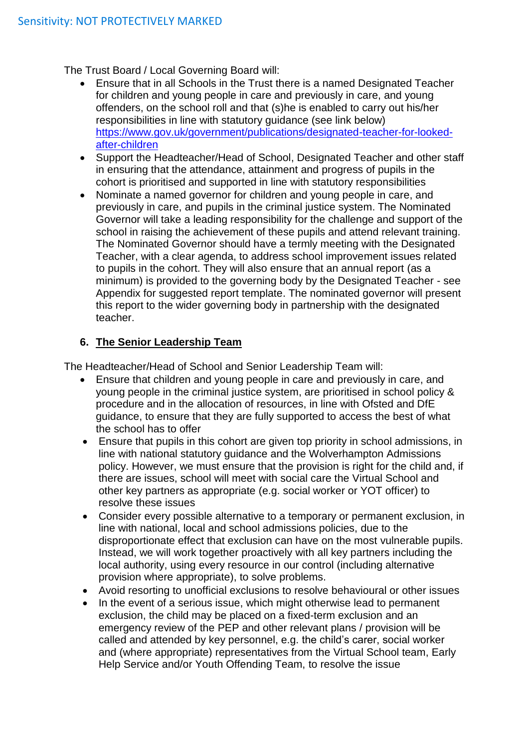The Trust Board / Local Governing Board will:

- Ensure that in all Schools in the Trust there is a named Designated Teacher for children and young people in care and previously in care, and young offenders, on the school roll and that (s)he is enabled to carry out his/her responsibilities in line with statutory guidance (see link below) [https://www.gov.uk/government/publications/designated-teacher-for-looked-after-children](https://www.gov.uk/government/publications/designated-teacher-for-looked-after-children)
- Support the Headteacher/Head of School, Designated Teacher and other staff in ensuring that the attendance, attainment and progress of pupils in the cohort is prioritised and supported in line with statutory responsibilities
- Nominate a named governor for children and young people in care, and previously in care, and pupils in the criminal justice system. The Nominated Governor will take a leading responsibility for the challenge and support of the school in raising the achievement of these pupils and attend relevant training. The Nominated Governor should have a termly meeting with the Designated Teacher, with a clear agenda, to address school improvement issues related to pupils in the cohort. They will also ensure that an annual report (as a minimum) is provided to the governing body by the Designated Teacher - see Appendix for suggested report template. The nominated governor will present this report to the wider governing body in partnership with the designated teacher.

## 6. The Senior Leadership Team

The Headteacher/Head of School and Senior Leadership Team will:

- Ensure that children and young people in care and previously in care, and young people in the criminal justice system, are prioritised in school policy & procedure and in the allocation of resources, in line with Ofsted and DfE guidance, to ensure that they are fully supported to access the best of what the school has to offer
- Ensure that pupils in this cohort are given top priority in school admissions, in line with national statutory guidance and the Wolverhampton Admissions policy. However, we must ensure that the provision is right for the child and, if there are issues, school will meet with social care the Virtual School and other key partners as appropriate (e.g. social worker or YOT officer) to resolve these issues
- Consider every possible alternative to a temporary or permanent exclusion, in line with national, local and school admissions policies, due to the disproportionate effect that exclusion can have on the most vulnerable pupils. Instead, we will work together proactively with all key partners including the local authority, using every resource in our control (including alternative provision where appropriate), to solve problems.
- Avoid resorting to unofficial exclusions to resolve behavioural or other issues
- In the event of a serious issue, which might otherwise lead to permanent exclusion, the child may be placed on a fixed-term exclusion and an emergency review of the PEP and other relevant plans / provision will be called and attended by key personnel, e.g. the child's carer, social worker and (where appropriate) representatives from the Virtual School team, Early Help Service and/or Youth Offending Team, to resolve the issue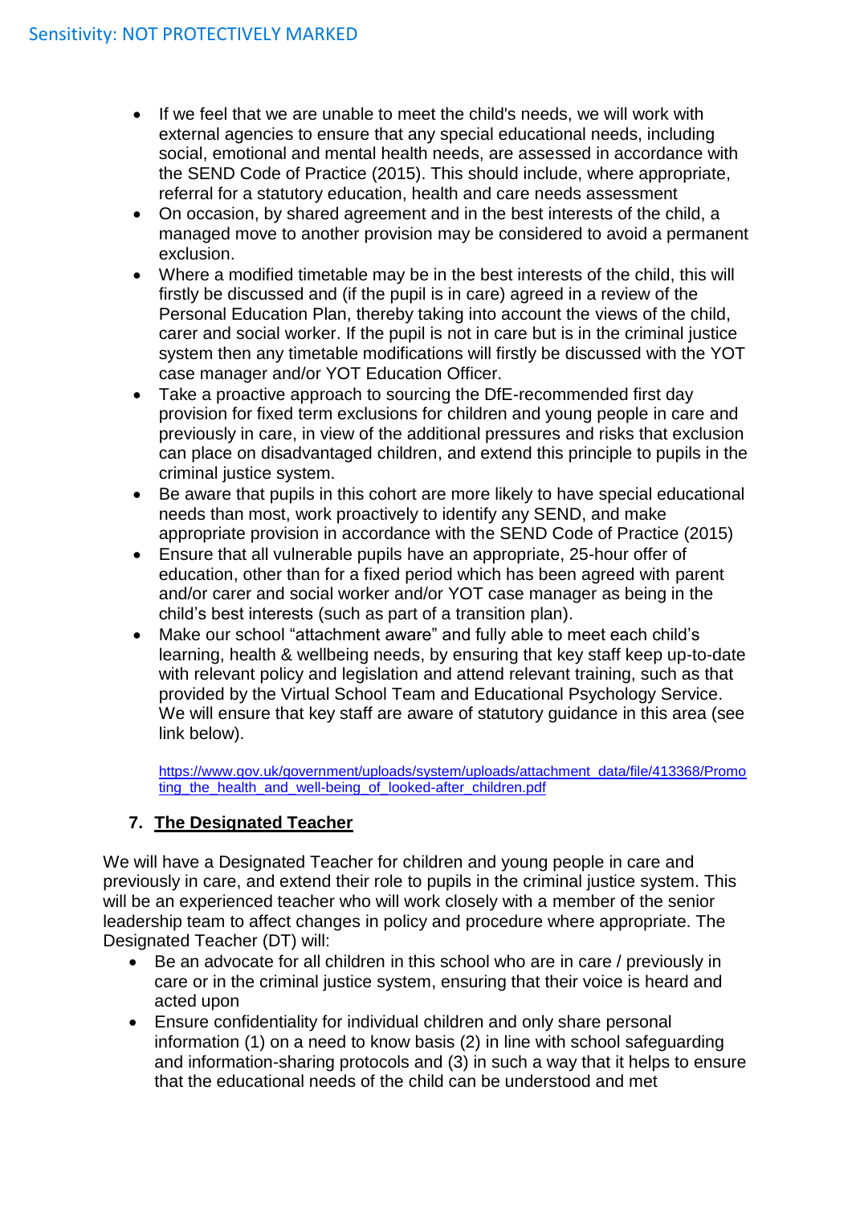- If we feel that we are unable to meet the child's needs, we will work with external agencies to ensure that any special educational needs, including social, emotional and mental health needs, are assessed in accordance with the SEND Code of Practice (2015). This should include, where appropriate, referral for a statutory education, health and care needs assessment
- On occasion, by shared agreement and in the best interests of the child, a managed move to another provision may be considered to avoid a permanent exclusion.
- Where a modified timetable may be in the best interests of the child, this will firstly be discussed and (if the pupil is in care) agreed in a review of the Personal Education Plan, thereby taking into account the views of the child, carer and social worker. If the pupil is not in care but is in the criminal justice system then any timetable modifications will firstly be discussed with the YOT case manager and/or YOT Education Officer.
- Take a proactive approach to sourcing the DfE-recommended first day provision for fixed term exclusions for children and young people in care and previously in care, in view of the additional pressures and risks that exclusion can place on disadvantaged children, and extend this principle to pupils in the criminal justice system.
- Be aware that pupils in this cohort are more likely to have special educational needs than most, work proactively to identify any SEND, and make appropriate provision in accordance with the SEND Code of Practice (2015)
- Ensure that all vulnerable pupils have an appropriate, 25-hour offer of education, other than for a fixed period which has been agreed with parent and/or carer and social worker and/or YOT case manager as being in the child's best interests (such as part of a transition plan).
- Make our school "attachment aware" and fully able to meet each child's learning, health & wellbeing needs, by ensuring that key staff keep up-to-date with relevant policy and legislation and attend relevant training, such as that provided by the Virtual School Team and Educational Psychology Service. We will ensure that key staff are aware of statutory guidance in this area (see link below).

  https://www.gov.uk/government/uploads/system/uploads/attachment_data/file/413368/Promoting_the_health_and_well-being_of_looked-after_children.pdf

## 7. The Designated Teacher

We will have a Designated Teacher for children and young people in care and previously in care, and extend their role to pupils in the criminal justice system. This will be an experienced teacher who will work closely with a member of the senior leadership team to affect changes in policy and procedure where appropriate. The Designated Teacher (DT) will:

- Be an advocate for all children in this school who are in care / previously in care or in the criminal justice system, ensuring that their voice is heard and acted upon
- Ensure confidentiality for individual children and only share personal information (1) on a need to know basis (2) in line with school safeguarding and information-sharing protocols and (3) in such a way that it helps to ensure that the educational needs of the child can be understood and met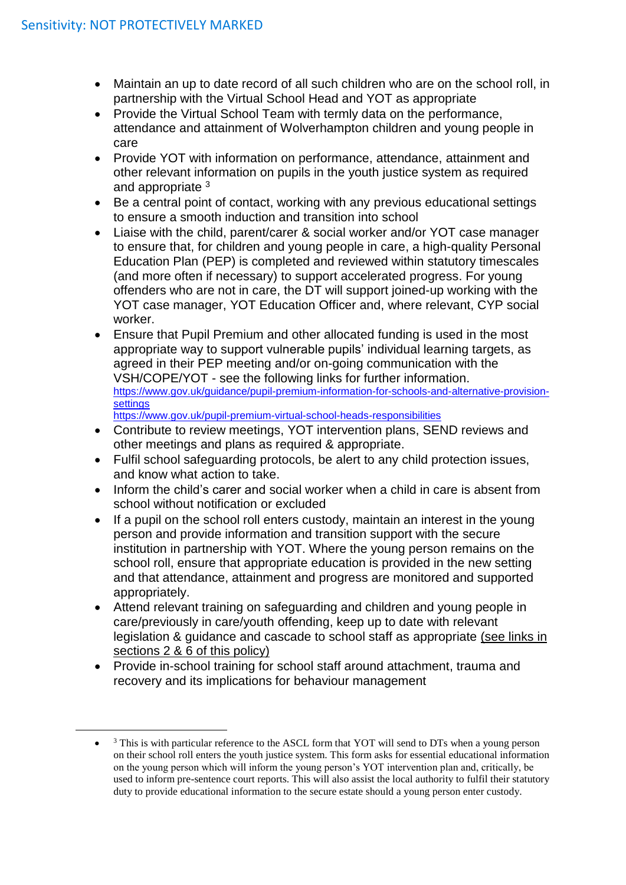- Maintain an up to date record of all such children who are on the school roll, in partnership with the Virtual School Head and YOT as appropriate
- Provide the Virtual School Team with termly data on the performance, attendance and attainment of Wolverhampton children and young people in care
- Provide YOT with information on performance, attendance, attainment and other relevant information on pupils in the youth justice system as required and appropriate [3]
- Be a central point of contact, working with any previous educational settings to ensure a smooth induction and transition into school
- Liaise with the child, parent/carer & social worker and/or YOT case manager to ensure that, for children and young people in care, a high-quality Personal Education Plan (PEP) is completed and reviewed within statutory timescales (and more often if necessary) to support accelerated progress. For young offenders who are not in care, the DT will support joined-up working with the YOT case manager, YOT Education Officer and, where relevant, CYP social worker.
- Ensure that Pupil Premium and other allocated funding is used in the most appropriate way to support vulnerable pupils' individual learning targets, as agreed in their PEP meeting and/or on-going communication with the VSH/COPE/YOT - see the following links for further information.
  https://www.gov.uk/guidance/pupil-premium-information-for-schools-and-alternative-provision-settings
  https://www.gov.uk/pupil-premium-virtual-school-heads-responsibilities
- Contribute to review meetings, YOT intervention plans, SEND reviews and other meetings and plans as required & appropriate.
- Fulfil school safeguarding protocols, be alert to any child protection issues, and know what action to take.
- Inform the child's carer and social worker when a child in care is absent from school without notification or excluded
- If a pupil on the school roll enters custody, maintain an interest in the young person and provide information and transition support with the secure institution in partnership with YOT. Where the young person remains on the school roll, ensure that appropriate education is provided in the new setting and that attendance, attainment and progress are monitored and supported appropriately.
- Attend relevant training on safeguarding and children and young people in care/previously in care/youth offending, keep up to date with relevant legislation & guidance and cascade to school staff as appropriate (see links in sections 2 & 6 of this policy)
- Provide in-school training for school staff around attachment, trauma and recovery and its implications for behaviour management

---

[3] This is with particular reference to the ASCL form that YOT will send to DTs when a young person on their school roll enters the youth justice system. This form asks for essential educational information on the young person which will inform the young person's YOT intervention plan and, critically, be used to inform pre-sentence court reports. This will also assist the local authority to fulfil their statutory duty to provide educational information to the secure estate should a young person enter custody.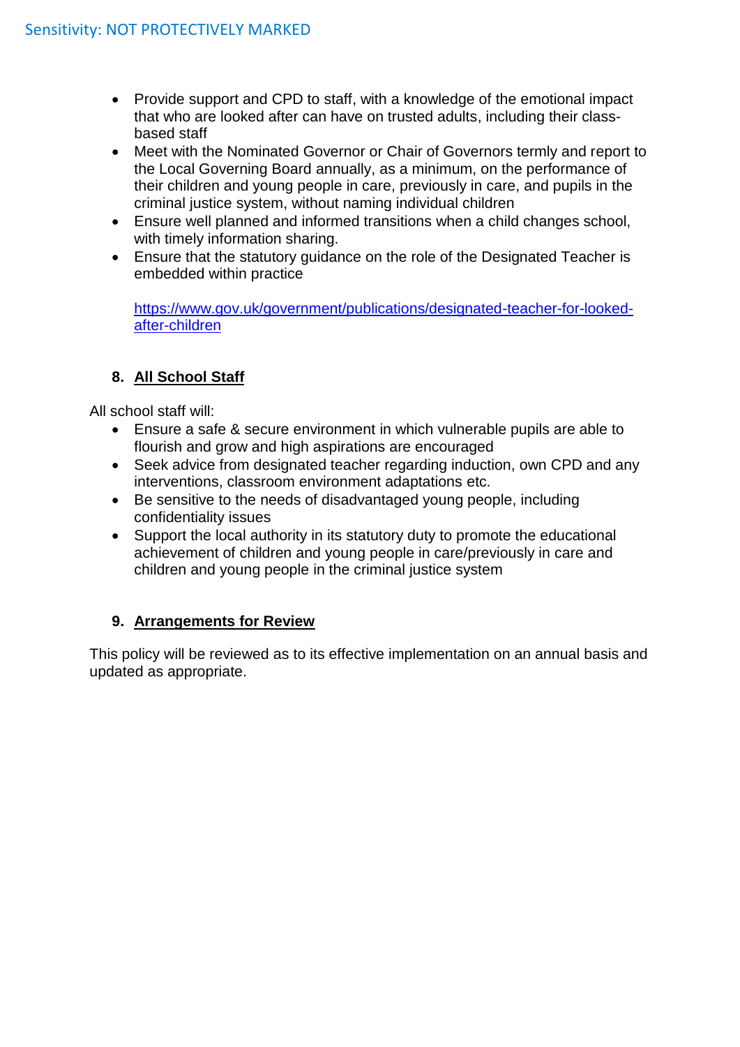- Provide support and CPD to staff, with a knowledge of the emotional impact that who are looked after can have on trusted adults, including their class-based staff
- Meet with the Nominated Governor or Chair of Governors termly and report to the Local Governing Board annually, as a minimum, on the performance of their children and young people in care, previously in care, and pupils in the criminal justice system, without naming individual children
- Ensure well planned and informed transitions when a child changes school, with timely information sharing.
- Ensure that the statutory guidance on the role of the Designated Teacher is embedded within practice

  https://www.gov.uk/government/publications/designated-teacher-for-looked-after-children

## 8. All School Staff

All school staff will:

- Ensure a safe & secure environment in which vulnerable pupils are able to flourish and grow and high aspirations are encouraged
- Seek advice from designated teacher regarding induction, own CPD and any interventions, classroom environment adaptations etc.
- Be sensitive to the needs of disadvantaged young people, including confidentiality issues
- Support the local authority in its statutory duty to promote the educational achievement of children and young people in care/previously in care and children and young people in the criminal justice system

## 9. Arrangements for Review

This policy will be reviewed as to its effective implementation on an annual basis and updated as appropriate.